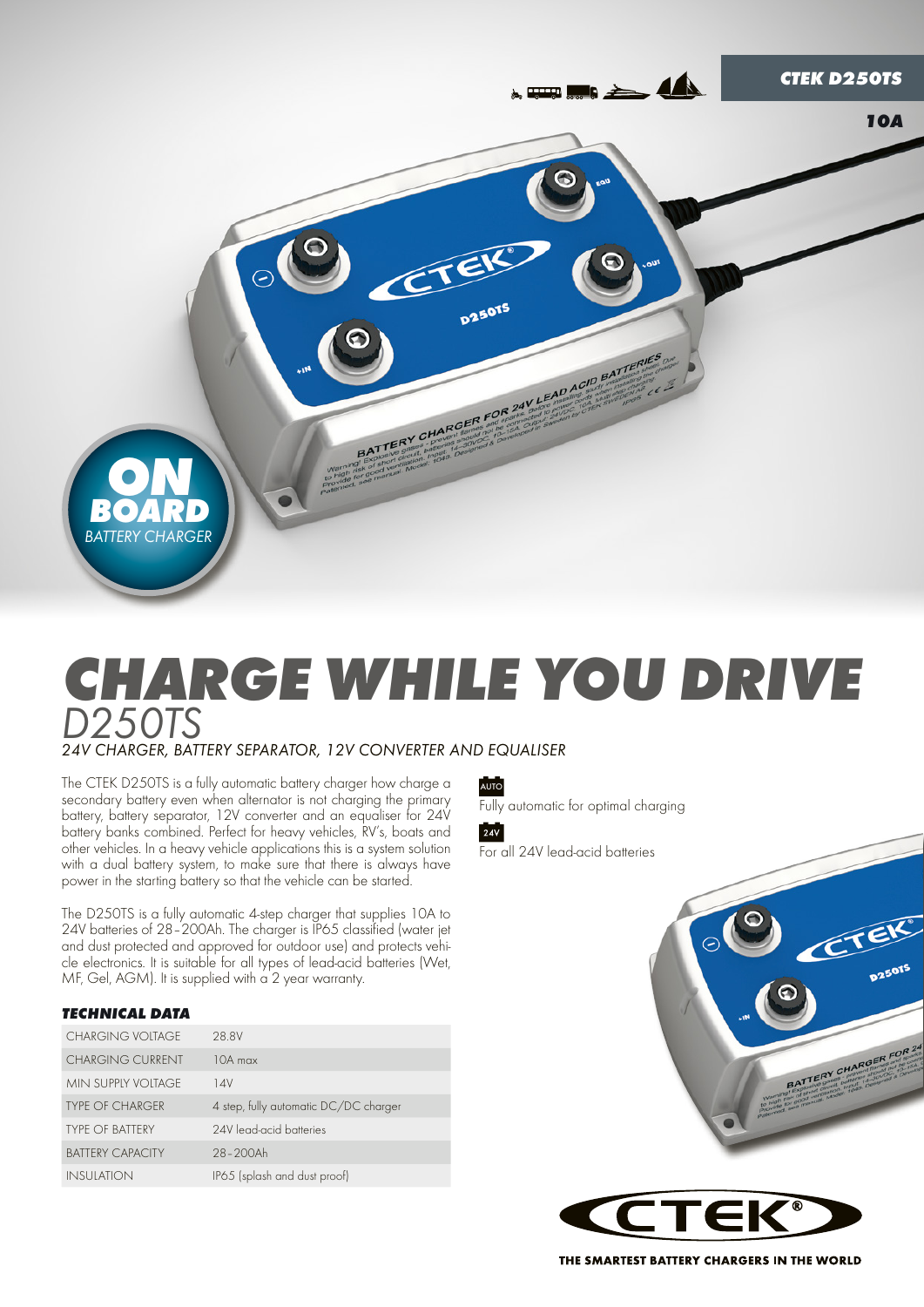CTEK D250TS

10A

ON BOARD BATTERY CHARGER

# CHARGE WHILE YOU DRIVE

## D250TS

*24V CHARGER, BATTERY SEPARATOR, 12V CONVERTER AND EQUALISER*

The CTEK D250TS is a fully automatic battery charger how charge a secondary battery even when alternator is not charging the primary battery, battery separator, 12V converter and an equaliser for 24V battery banks combined. Perfect for heavy vehicles, RV's, boats and other vehicles. In a heavy vehicle applications this is a system solution with a dual battery system, to make sure that there is always have power in the starting battery so that the vehicle can be started.

The D250TS is a fully automatic 4-step charger that supplies 10A to 24V batteries of 28–200Ah. The charger is IP65 classified (water jet and dust protected and approved for outdoor use) and protects vehicle electronics. It is suitable for all types of lead-acid batteries (Wet, MF, Gel, AGM). It is supplied with a 2 year warranty.

AUTO Fully automatic for optimal charging

24V For all 24V lead-acid batteries

### TECHNICAL DATA

| | |
|---|---|
| CHARGING VOLTAGE | 28.8V |
| CHARGING CURRENT | 10A max |
| MIN SUPPLY VOLTAGE | 14V |
| TYPE OF CHARGER | 4 step, fully automatic DC/DC charger |
| TYPE OF BATTERY | 24V lead-acid batteries |
| BATTERY CAPACITY | 28–200Ah |
| INSULATION | IP65 (splash and dust proof) |

CTEK®

THE SMARTEST BATTERY CHARGERS IN THE WORLD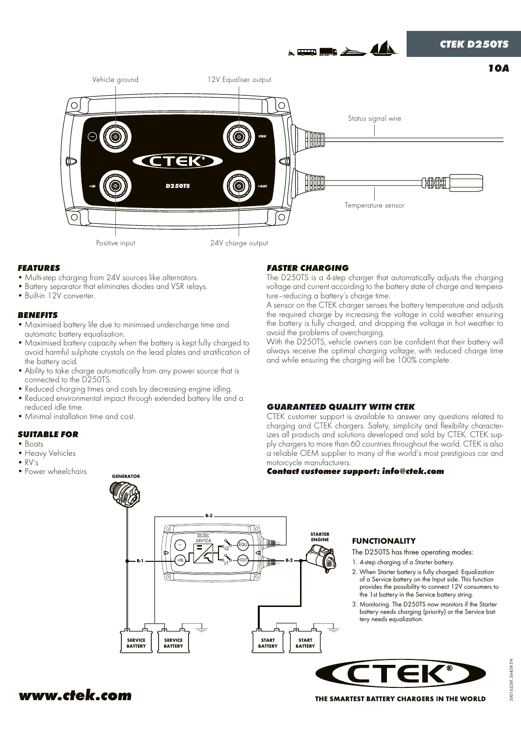# CTEK D250TS

**10A**

Vehicle ground

12V Equaliser output

Status signal wire

Temperature sensor

Positive input

24V charge output

### FEATURES

- Multi-step charging from 24V sources like alternators.
- Battery separator that eliminates diodes and VSR relays.
- Built-in 12V converter.

### BENEFITS

- Maximised battery life due to minimised undercharge time and automatic battery equalisation.
- Maximised battery capacity when the battery is kept fully charged to avoid harmful sulphate crystals on the lead plates and stratification of the battery acid.
- Ability to take charge automatically from any power source that is connected to the D250TS.
- Reduced charging times and costs by decreasing engine idling.
- Reduced environmental impact through extended battery life and a reduced idle time.
- Minimal installation time and cost.

### SUITABLE FOR

- Boats
- Heavy Vehicles
- RV's
- Power wheelchairs

### FASTER CHARGING

The D250TS is a 4-step charger that automatically adjusts the charging voltage and current according to the battery state of charge and temperature – reducing a battery's charge time.

A sensor on the CTEK charger senses the battery temperature and adjusts the required charge by increasing the voltage in cold weather ensuring the battery is fully charged, and dropping the voltage in hot weather to avoid the problems of overcharging.

With the D250TS, vehicle owners can be confident that their battery will always receive the optimal charging voltage, with reduced charge time and while ensuring the charging will be 100% complete.

### GUARANTEED QUALITY WITH CTEK

CTEK customer support is available to answer any questions related to charging and CTEK chargers. Safety, simplicity and flexibility characterizes all products and solutions developed and sold by CTEK. CTEK supply chargers to more than 60 countries throughout the world. CTEK is also a reliable OEM supplier to many of the world's most prestigious car and motorcycle manufacturers.

***Contact customer support: info@ctek.com***

GENERATOR

B-3

DC/DC 24V/1CA

EQU

+IN

+OUT

c1

c2

B-1

B-2

STARTER ENGINE

SERVICE BATTERY

SERVICE BATTERY

START BATTERY

START BATTERY

### FUNCTIONALITY

The D250TS has three operating modes:

1. 4-step charging of a Starter battery.
2. When Starter battery is fully charged: Equalization of a Service battery on the Input side. This function provides the possibility to connect 12V consumers to the 1st battery in the Service battery string.
3. Monitoring. The D250TS now monitors if the Starter battery needs charging (priority) or the Service battery needs equalization.

**www.ctek.com**

THE SMARTEST BATTERY CHARGERS IN THE WORLD

20016226F, 56-838 EN